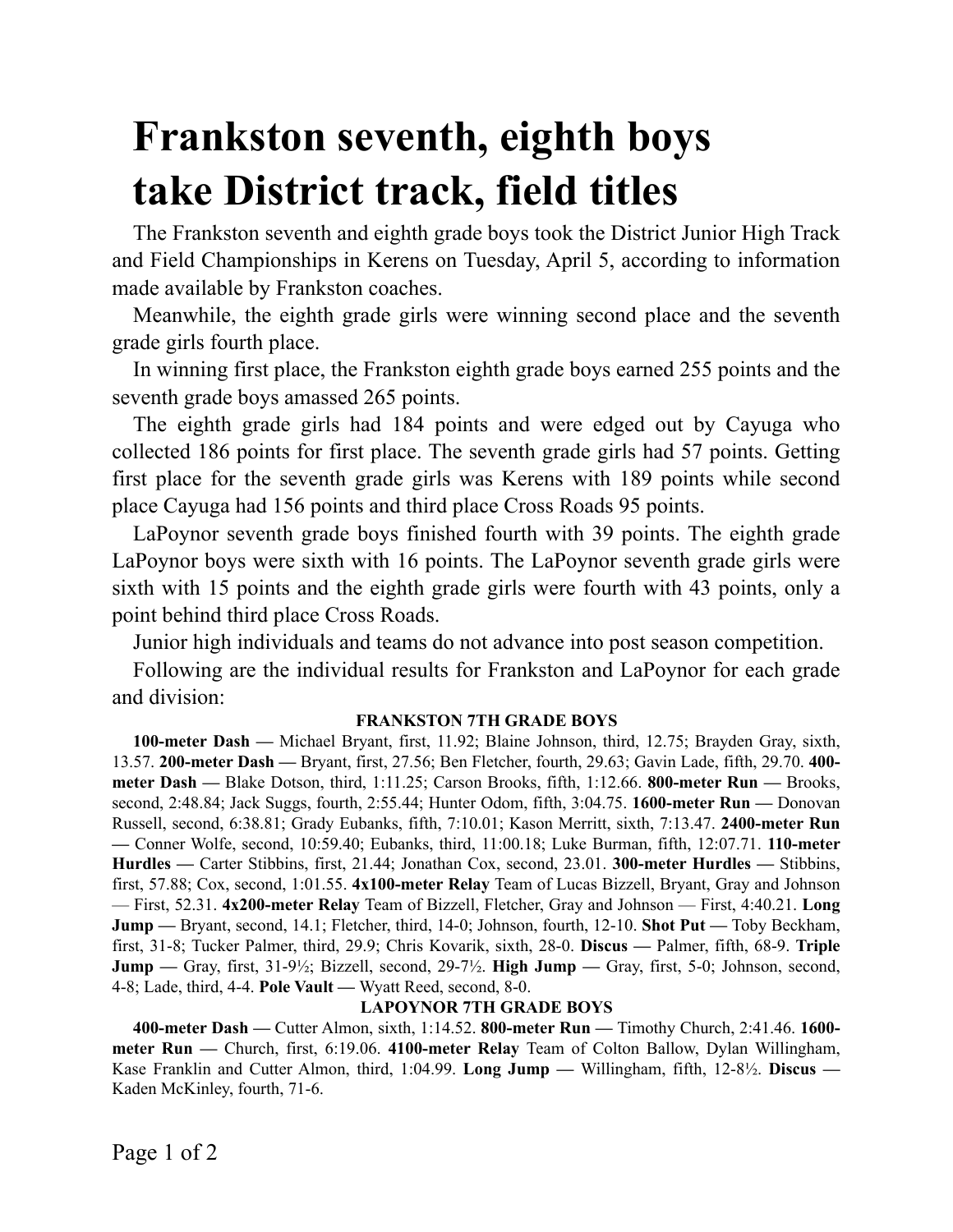# Frankston seventh, eighth boys take District track, field titles

The Frankston seventh and eighth grade boys took the District Junior High Track and Field Championships in Kerens on Tuesday, April 5, according to information made available by Frankston coaches.

Meanwhile, the eighth grade girls were winning second place and the seventh grade girls fourth place.

In winning first place, the Frankston eighth grade boys earned 255 points and the seventh grade boys amassed 265 points.

The eighth grade girls had 184 points and were edged out by Cayuga who collected 186 points for first place. The seventh grade girls had 57 points. Getting first place for the seventh grade girls was Kerens with 189 points while second place Cayuga had 156 points and third place Cross Roads 95 points.

LaPoynor seventh grade boys finished fourth with 39 points. The eighth grade LaPoynor boys were sixth with 16 points. The LaPoynor seventh grade girls were sixth with 15 points and the eighth grade girls were fourth with 43 points, only a point behind third place Cross Roads.

Junior high individuals and teams do not advance into post season competition.

Following are the individual results for Frankston and LaPoynor for each grade and division:

### FRANKSTON 7TH GRADE BOYS

**100-meter Dash —** Michael Bryant, first, 11.92; Blaine Johnson, third, 12.75; Brayden Gray, sixth, 13.57. **200-meter Dash —** Bryant, first, 27.56; Ben Fletcher, fourth, 29.63; Gavin Lade, fifth, 29.70. **400-meter Dash —** Blake Dotson, third, 1:11.25; Carson Brooks, fifth, 1:12.66. **800-meter Run —** Brooks, second, 2:48.84; Jack Suggs, fourth, 2:55.44; Hunter Odom, fifth, 3:04.75. **1600-meter Run —** Donovan Russell, second, 6:38.81; Grady Eubanks, fifth, 7:10.01; Kason Merritt, sixth, 7:13.47. **2400-meter Run —** Conner Wolfe, second, 10:59.40; Eubanks, third, 11:00.18; Luke Burman, fifth, 12:07.71. **110-meter Hurdles —** Carter Stibbins, first, 21.44; Jonathan Cox, second, 23.01. **300-meter Hurdles —** Stibbins, first, 57.88; Cox, second, 1:01.55. **4x100-meter Relay** Team of Lucas Bizzell, Bryant, Gray and Johnson — First, 52.31. **4x200-meter Relay** Team of Bizzell, Fletcher, Gray and Johnson — First, 4:40.21. **Long Jump —** Bryant, second, 14.1; Fletcher, third, 14-0; Johnson, fourth, 12-10. **Shot Put —** Toby Beckham, first, 31-8; Tucker Palmer, third, 29.9; Chris Kovarik, sixth, 28-0. **Discus —** Palmer, fifth, 68-9. **Triple Jump —** Gray, first, 31-9½; Bizzell, second, 29-7½. **High Jump —** Gray, first, 5-0; Johnson, second, 4-8; Lade, third, 4-4. **Pole Vault —** Wyatt Reed, second, 8-0.

### LAPOYNOR 7TH GRADE BOYS

**400-meter Dash —** Cutter Almon, sixth, 1:14.52. **800-meter Run —** Timothy Church, 2:41.46. **1600-meter Run —** Church, first, 6:19.06. **4100-meter Relay** Team of Colton Ballow, Dylan Willingham, Kase Franklin and Cutter Almon, third, 1:04.99. **Long Jump —** Willingham, fifth, 12-8½. **Discus —** Kaden McKinley, fourth, 71-6.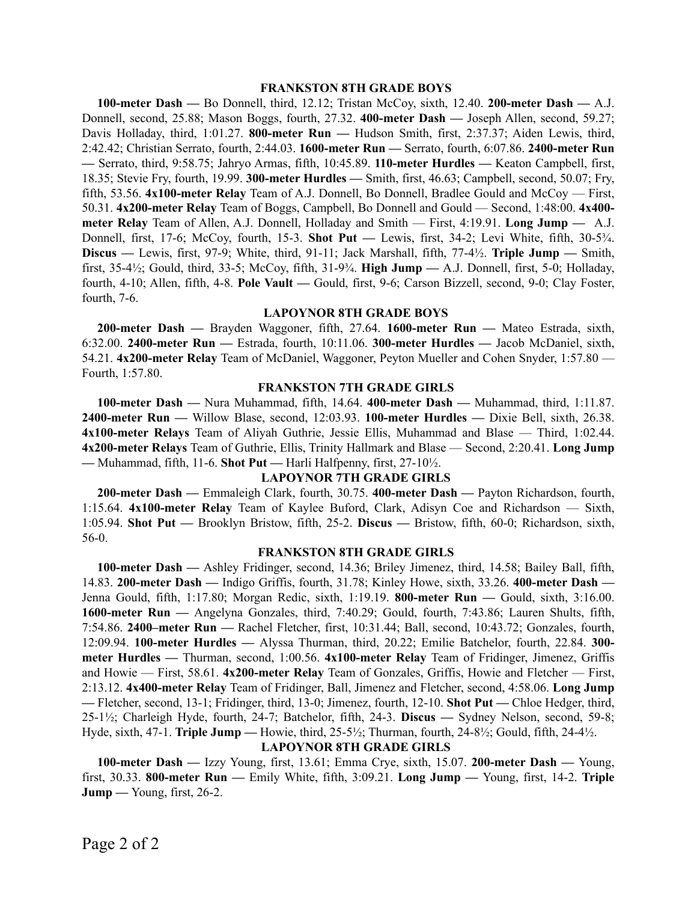**FRANKSTON 8TH GRADE BOYS**

**100-meter Dash —** Bo Donnell, third, 12.12; Tristan McCoy, sixth, 12.40. **200-meter Dash —** A.J. Donnell, second, 25.88; Mason Boggs, fourth, 27.32. **400-meter Dash —** Joseph Allen, second, 59.27; Davis Holladay, third, 1:01.27. **800-meter Run —** Hudson Smith, first, 2:37.37; Aiden Lewis, third, 2:42.42; Christian Serrato, fourth, 2:44.03. **1600-meter Run —** Serrato, fourth, 6:07.86. **2400-meter Run —** Serrato, third, 9:58.75; Jahryo Armas, fifth, 10:45.89. **110-meter Hurdles —** Keaton Campbell, first, 18.35; Stevie Fry, fourth, 19.99. **300-meter Hurdles —** Smith, first, 46.63; Campbell, second, 50.07; Fry, fifth, 53.56. **4x100-meter Relay** Team of A.J. Donnell, Bo Donnell, Bradlee Gould and McCoy — First, 50.31. **4x200-meter Relay** Team of Boggs, Campbell, Bo Donnell and Gould — Second, 1:48:00. **4x400-meter Relay** Team of Allen, A.J. Donnell, Holladay and Smith — First, 4:19.91. **Long Jump —** A.J. Donnell, first, 17-6; McCoy, fourth, 15-3. **Shot Put —** Lewis, first, 34-2; Levi White, fifth, 30-5¾. **Discus —** Lewis, first, 97-9; White, third, 91-11; Jack Marshall, fifth, 77-4½. **Triple Jump —** Smith, first, 35-4½; Gould, third, 33-5; McCoy, fifth, 31-9¾. **High Jump —** A.J. Donnell, first, 5-0; Holladay, fourth, 4-10; Allen, fifth, 4-8. **Pole Vault —** Gould, first, 9-6; Carson Bizzell, second, 9-0; Clay Foster, fourth, 7-6.

**LAPOYNOR 8TH GRADE BOYS**

**200-meter Dash —** Brayden Waggoner, fifth, 27.64. **1600-meter Run —** Mateo Estrada, sixth, 6:32.00. **2400-meter Run —** Estrada, fourth, 10:11.06. **300-meter Hurdles —** Jacob McDaniel, sixth, 54.21. **4x200-meter Relay** Team of McDaniel, Waggoner, Peyton Mueller and Cohen Snyder, 1:57.80 — Fourth, 1:57.80.

**FRANKSTON 7TH GRADE GIRLS**

**100-meter Dash —** Nura Muhammad, fifth, 14.64. **400-meter Dash —** Muhammad, third, 1:11.87. **2400-meter Run —** Willow Blase, second, 12:03.93. **100-meter Hurdles —** Dixie Bell, sixth, 26.38. **4x100-meter Relays** Team of Aliyah Guthrie, Jessie Ellis, Muhammad and Blase — Third, 1:02.44. **4x200-meter Relays** Team of Guthrie, Ellis, Trinity Hallmark and Blase — Second, 2:20.41. **Long Jump —** Muhammad, fifth, 11-6. **Shot Put —** Harli Halfpenny, first, 27-10½.

**LAPOYNOR 7TH GRADE GIRLS**

**200-meter Dash —** Emmaleigh Clark, fourth, 30.75. **400-meter Dash —** Payton Richardson, fourth, 1:15.64. **4x100-meter Relay** Team of Kaylee Buford, Clark, Adisyn Coe and Richardson — Sixth, 1:05.94. **Shot Put —** Brooklyn Bristow, fifth, 25-2. **Discus —** Bristow, fifth, 60-0; Richardson, sixth, 56-0.

**FRANKSTON 8TH GRADE GIRLS**

**100-meter Dash —** Ashley Fridinger, second, 14.36; Briley Jimenez, third, 14.58; Bailey Ball, fifth, 14.83. **200-meter Dash —** Indigo Griffis, fourth, 31.78; Kinley Howe, sixth, 33.26. **400-meter Dash —** Jenna Gould, fifth, 1:17.80; Morgan Redic, sixth, 1:19.19. **800-meter Run —** Gould, sixth, 3:16.00. **1600-meter Run —** Angelyna Gonzales, third, 7:40.29; Gould, fourth, 7:43.86; Lauren Shults, fifth, 7:54.86. **2400–meter Run —** Rachel Fletcher, first, 10:31.44; Ball, second, 10:43.72; Gonzales, fourth, 12:09.94. **100-meter Hurdles —** Alyssa Thurman, third, 20.22; Emilie Batchelor, fourth, 22.84. **300-meter Hurdles —** Thurman, second, 1:00.56. **4x100-meter Relay** Team of Fridinger, Jimenez, Griffis and Howie — First, 58.61. **4x200-meter Relay** Team of Gonzales, Griffis, Howie and Fletcher — First, 2:13.12. **4x400-meter Relay** Team of Fridinger, Ball, Jimenez and Fletcher, second, 4:58.06. **Long Jump —** Fletcher, second, 13-1; Fridinger, third, 13-0; Jimenez, fourth, 12-10. **Shot Put —** Chloe Hedger, third, 25-1½; Charleigh Hyde, fourth, 24-7; Batchelor, fifth, 24-3. **Discus —** Sydney Nelson, second, 59-8; Hyde, sixth, 47-1. **Triple Jump —** Howie, third, 25-5½; Thurman, fourth, 24-8½; Gould, fifth, 24-4½.

**LAPOYNOR 8TH GRADE GIRLS**

**100-meter Dash —** Izzy Young, first, 13.61; Emma Crye, sixth, 15.07. **200-meter Dash —** Young, first, 30.33. **800-meter Run —** Emily White, fifth, 3:09.21. **Long Jump —** Young, first, 14-2. **Triple Jump —** Young, first, 26-2.